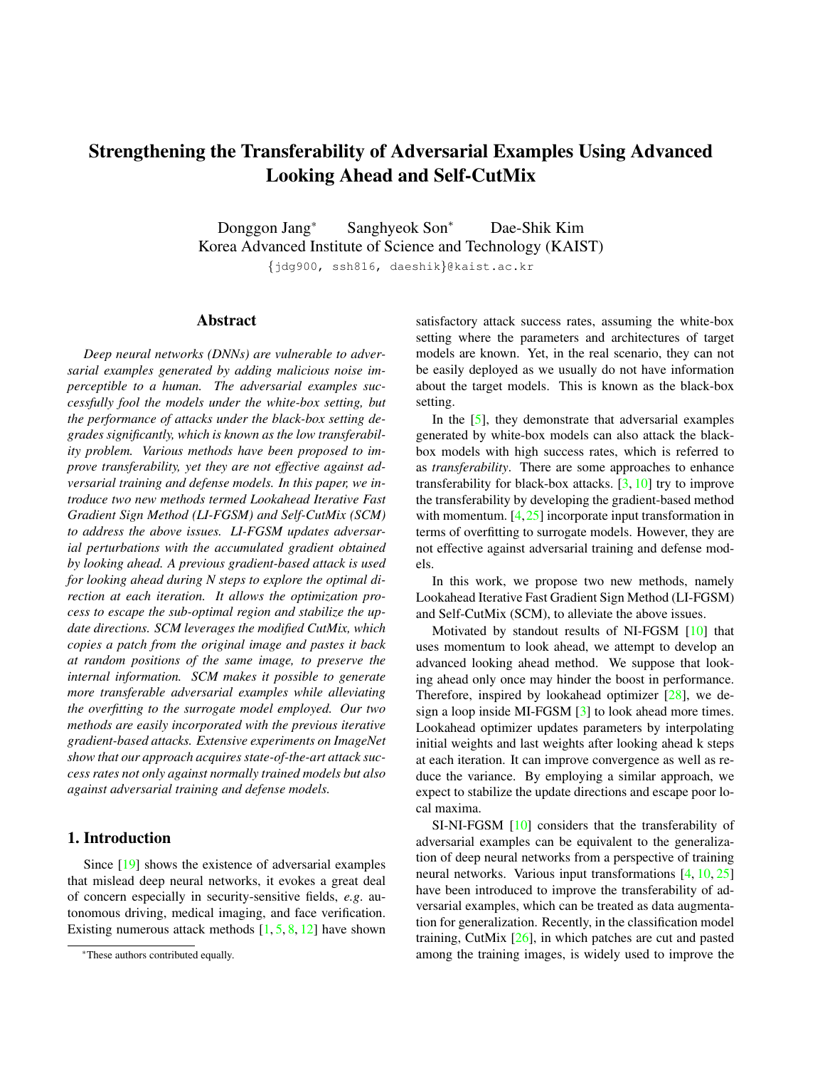# Strengthening the Transferability of Adversarial Examples Using Advanced Looking Ahead and Self-CutMix

Donggon Jang* Sanghyeok Son* Dae-Shik Kim

Korea Advanced Institute of Science and Technology (KAIST)

{jdg900, ssh816, daeshik}@kaist.ac.kr

## Abstract

*Deep neural networks (DNNs) are vulnerable to adversarial examples generated by adding malicious noise imperceptible to a human. The adversarial examples successfully fool the models under the white-box setting, but the performance of attacks under the black-box setting degrades significantly, which is known as the low transferability problem. Various methods have been proposed to improve transferability, yet they are not effective against adversarial training and defense models. In this paper, we introduce two new methods termed Lookahead Iterative Fast Gradient Sign Method (LI-FGSM) and Self-CutMix (SCM) to address the above issues. LI-FGSM updates adversarial perturbations with the accumulated gradient obtained by looking ahead. A previous gradient-based attack is used for looking ahead during N steps to explore the optimal direction at each iteration. It allows the optimization process to escape the sub-optimal region and stabilize the update directions. SCM leverages the modified CutMix, which copies a patch from the original image and pastes it back at random positions of the same image, to preserve the internal information. SCM makes it possible to generate more transferable adversarial examples while alleviating the overfitting to the surrogate model employed. Our two methods are easily incorporated with the previous iterative gradient-based attacks. Extensive experiments on ImageNet show that our approach acquires state-of-the-art attack success rates not only against normally trained models but also against adversarial training and defense models.*

## 1. Introduction

Since [19] shows the existence of adversarial examples that mislead deep neural networks, it evokes a great deal of concern especially in security-sensitive fields, *e.g.* autonomous driving, medical imaging, and face verification. Existing numerous attack methods [1, 5, 8, 12] have shown satisfactory attack success rates, assuming the white-box setting where the parameters and architectures of target models are known. Yet, in the real scenario, they can not be easily deployed as we usually do not have information about the target models. This is known as the black-box setting.

In the [5], they demonstrate that adversarial examples generated by white-box models can also attack the black-box models with high success rates, which is referred to as *transferability*. There are some approaches to enhance transferability for black-box attacks. [3, 10] try to improve the transferability by developing the gradient-based method with momentum. [4, 25] incorporate input transformation in terms of overfitting to surrogate models. However, they are not effective against adversarial training and defense models.

In this work, we propose two new methods, namely Lookahead Iterative Fast Gradient Sign Method (LI-FGSM) and Self-CutMix (SCM), to alleviate the above issues.

Motivated by standout results of NI-FGSM [10] that uses momentum to look ahead, we attempt to develop an advanced looking ahead method. We suppose that looking ahead only once may hinder the boost in performance. Therefore, inspired by lookahead optimizer [28], we design a loop inside MI-FGSM [3] to look ahead more times. Lookahead optimizer updates parameters by interpolating initial weights and last weights after looking ahead k steps at each iteration. It can improve convergence as well as reduce the variance. By employing a similar approach, we expect to stabilize the update directions and escape poor local maxima.

SI-NI-FGSM [10] considers that the transferability of adversarial examples can be equivalent to the generalization of deep neural networks from a perspective of training neural networks. Various input transformations [4, 10, 25] have been introduced to improve the transferability of adversarial examples, which can be treated as data augmentation for generalization. Recently, in the classification model training, CutMix [26], in which patches are cut and pasted among the training images, is widely used to improve the

*These authors contributed equally.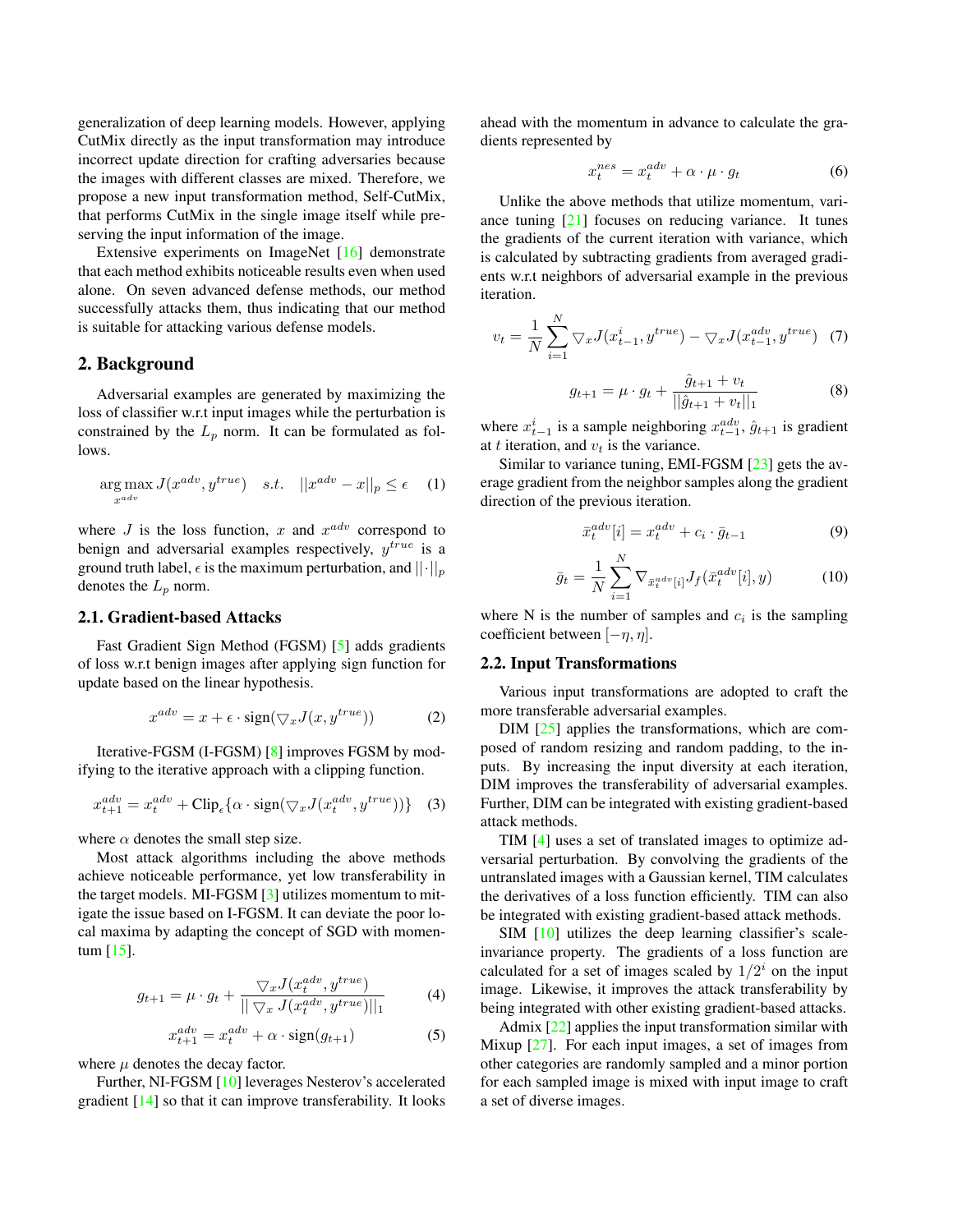generalization of deep learning models. However, applying CutMix directly as the input transformation may introduce incorrect update direction for crafting adversaries because the images with different classes are mixed. Therefore, we propose a new input transformation method, Self-CutMix, that performs CutMix in the single image itself while preserving the input information of the image.

Extensive experiments on ImageNet [16] demonstrate that each method exhibits noticeable results even when used alone. On seven advanced defense methods, our method successfully attacks them, thus indicating that our method is suitable for attacking various defense models.

## 2. Background

Adversarial examples are generated by maximizing the loss of classifier w.r.t input images while the perturbation is constrained by the $L_p$ norm. It can be formulated as follows.

$$\underset{x^{adv}}{\arg\max}\, J(x^{adv}, y^{true}) \quad s.t. \quad ||x^{adv} - x||_p \leq \epsilon \tag{1}$$

where $J$ is the loss function, $x$ and $x^{adv}$ correspond to benign and adversarial examples respectively, $y^{true}$ is a ground truth label, $\epsilon$ is the maximum perturbation, and $||\cdot||_p$ denotes the $L_p$ norm.

### 2.1. Gradient-based Attacks

Fast Gradient Sign Method (FGSM) [5] adds gradients of loss w.r.t benign images after applying sign function for update based on the linear hypothesis.

$$x^{adv} = x + \epsilon \cdot \text{sign}(\bigtriangledown_x J(x, y^{true})) \tag{2}$$

Iterative-FGSM (I-FGSM) [8] improves FGSM by modifying to the iterative approach with a clipping function.

$$x^{adv}_{t+1} = x^{adv}_t + \text{Clip}_\epsilon\{\alpha \cdot \text{sign}(\bigtriangledown_x J(x^{adv}_t, y^{true}))\} \tag{3}$$

where $\alpha$ denotes the small step size.

Most attack algorithms including the above methods achieve noticeable performance, yet low transferability in the target models. MI-FGSM [3] utilizes momentum to mitigate the issue based on I-FGSM. It can deviate the poor local maxima by adapting the concept of SGD with momentum [15].

$$g_{t+1} = \mu \cdot g_t + \frac{\bigtriangledown_x J(x^{adv}_t, y^{true})}{|| \bigtriangledown_x J(x^{adv}_t, y^{true})||_1} \tag{4}$$

$$x^{adv}_{t+1} = x^{adv}_t + \alpha \cdot \text{sign}(g_{t+1}) \tag{5}$$

where $\mu$ denotes the decay factor.

Further, NI-FGSM [10] leverages Nesterov's accelerated gradient [14] so that it can improve transferability. It looks ahead with the momentum in advance to calculate the gradients represented by

$$x^{nes}_t = x^{adv}_t + \alpha \cdot \mu \cdot g_t \tag{6}$$

Unlike the above methods that utilize momentum, variance tuning [21] focuses on reducing variance. It tunes the gradients of the current iteration with variance, which is calculated by subtracting gradients from averaged gradients w.r.t neighbors of adversarial example in the previous iteration.

$$v_t = \frac{1}{N}\sum_{i=1}^{N} \bigtriangledown_x J(x^i_{t-1}, y^{true}) - \bigtriangledown_x J(x^{adv}_{t-1}, y^{true}) \tag{7}$$

$$g_{t+1} = \mu \cdot g_t + \frac{\hat{g}_{t+1} + v_t}{||\hat{g}_{t+1} + v_t||_1} \tag{8}$$

where $x^i_{t-1}$ is a sample neighboring $x^{adv}_{t-1}$, $\hat{g}_{t+1}$ is gradient at $t$ iteration, and $v_t$ is the variance.

Similar to variance tuning, EMI-FGSM [23] gets the average gradient from the neighbor samples along the gradient direction of the previous iteration.

$$\bar{x}^{adv}_t[i] = x^{adv}_t + c_i \cdot \bar{g}_{t-1} \tag{9}$$

$$\bar{g}_t = \frac{1}{N}\sum_{i=1}^{N} \nabla_{\bar{x}^{adv}_t[i]} J_f(\bar{x}^{adv}_t[i], y) \tag{10}$$

where N is the number of samples and $c_i$ is the sampling coefficient between $[-\eta, \eta]$.

### 2.2. Input Transformations

Various input transformations are adopted to craft the more transferable adversarial examples.

DIM [25] applies the transformations, which are composed of random resizing and random padding, to the inputs. By increasing the input diversity at each iteration, DIM improves the transferability of adversarial examples. Further, DIM can be integrated with existing gradient-based attack methods.

TIM [4] uses a set of translated images to optimize adversarial perturbation. By convolving the gradients of the untranslated images with a Gaussian kernel, TIM calculates the derivatives of a loss function efficiently. TIM can also be integrated with existing gradient-based attack methods.

SIM [10] utilizes the deep learning classifier's scale-invariance property. The gradients of a loss function are calculated for a set of images scaled by $1/2^i$ on the input image. Likewise, it improves the attack transferability by being integrated with other existing gradient-based attacks.

Admix [22] applies the input transformation similar with Mixup [27]. For each input images, a set of images from other categories are randomly sampled and a minor portion for each sampled image is mixed with input image to craft a set of diverse images.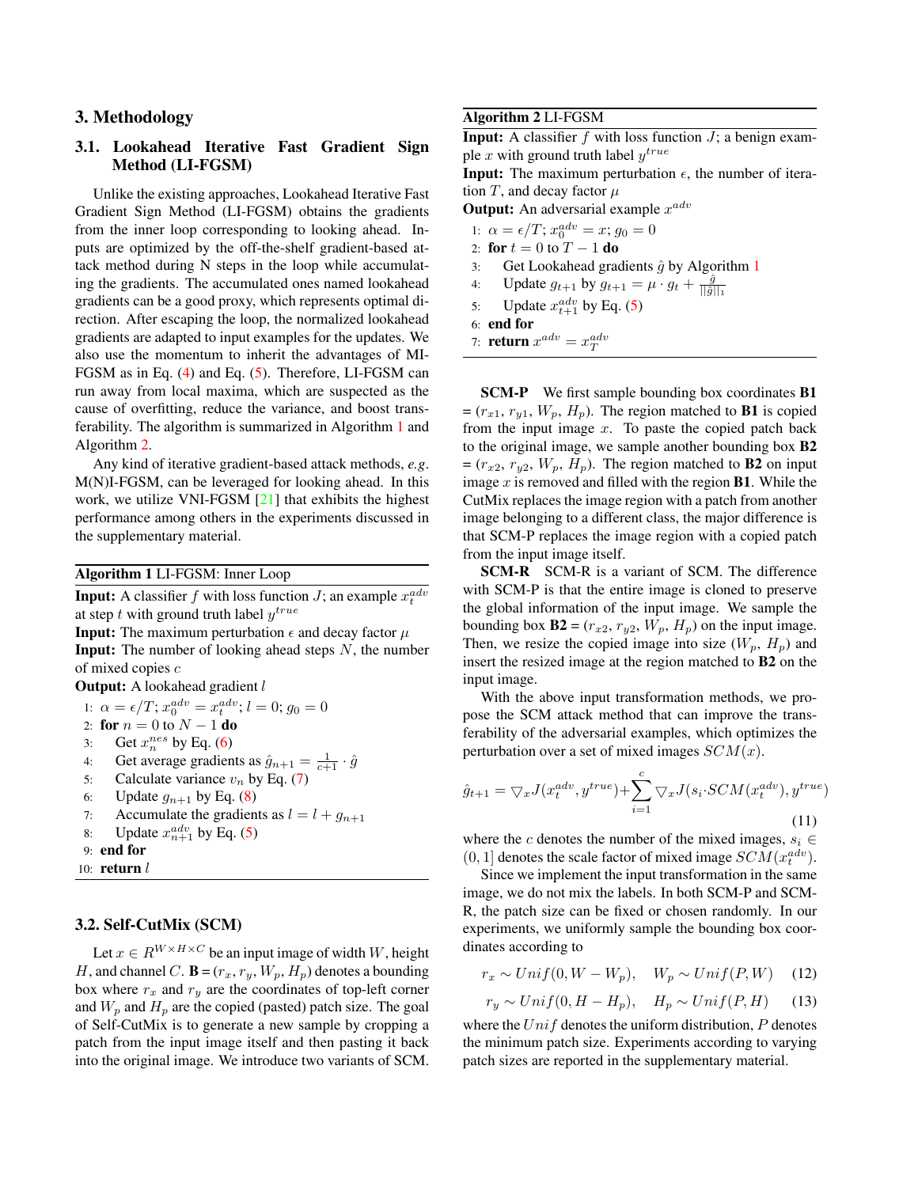## 3. Methodology

### 3.1. Lookahead Iterative Fast Gradient Sign Method (LI-FGSM)

Unlike the existing approaches, Lookahead Iterative Fast Gradient Sign Method (LI-FGSM) obtains the gradients from the inner loop corresponding to looking ahead. Inputs are optimized by the off-the-shelf gradient-based attack method during N steps in the loop while accumulating the gradients. The accumulated ones named lookahead gradients can be a good proxy, which represents optimal direction. After escaping the loop, the normalized lookahead gradients are adapted to input examples for the updates. We also use the momentum to inherit the advantages of MI-FGSM as in Eq. (4) and Eq. (5). Therefore, LI-FGSM can run away from local maxima, which are suspected as the cause of overfitting, reduce the variance, and boost transferability. The algorithm is summarized in Algorithm 1 and Algorithm 2.

Any kind of iterative gradient-based attack methods, *e.g*. M(N)I-FGSM, can be leveraged for looking ahead. In this work, we utilize VNI-FGSM [21] that exhibits the highest performance among others in the experiments discussed in the supplementary material.

**Algorithm 1** LI-FGSM: Inner Loop

**Input:** A classifier $f$ with loss function $J$; an example $x_t^{adv}$ at step $t$ with ground truth label $y^{true}$

**Input:** The maximum perturbation $\epsilon$ and decay factor $\mu$

**Input:** The number of looking ahead steps $N$, the number of mixed copies $c$

**Output:** A lookahead gradient $l$

1: $\alpha = \epsilon/T$; $x_0^{adv} = x_t^{adv}$; $l = 0$; $g_0 = 0$
2: **for** $n = 0$ to $N-1$ **do**
3: Get $x_n^{nes}$ by Eq. (6)
4: Get average gradients as $\hat{g}_{n+1} = \frac{1}{c+1} \cdot \hat{g}$
5: Calculate variance $v_n$ by Eq. (7)
6: Update $g_{n+1}$ by Eq. (8)
7: Accumulate the gradients as $l = l + g_{n+1}$
8: Update $x_{n+1}^{adv}$ by Eq. (5)
9: **end for**
10: **return** $l$

### 3.2. Self-CutMix (SCM)

Let $x \in R^{W \times H \times C}$ be an input image of width $W$, height $H$, and channel $C$. **B** = $(r_x, r_y, W_p, H_p)$ denotes a bounding box where $r_x$ and $r_y$ are the coordinates of top-left corner and $W_p$ and $H_p$ are the copied (pasted) patch size. The goal of Self-CutMix is to generate a new sample by cropping a patch from the input image itself and then pasting it back into the original image. We introduce two variants of SCM.

**Algorithm 2** LI-FGSM

**Input:** A classifier $f$ with loss function $J$; a benign example $x$ with ground truth label $y^{true}$

**Input:** The maximum perturbation $\epsilon$, the number of iteration $T$, and decay factor $\mu$

**Output:** An adversarial example $x^{adv}$

1: $\alpha = \epsilon/T$; $x_0^{adv} = x$; $g_0 = 0$
2: **for** $t = 0$ to $T-1$ **do**
3: Get Lookahead gradients $\hat{g}$ by Algorithm 1
4: Update $g_{t+1}$ by $g_{t+1} = \mu \cdot g_t + \frac{\hat{g}}{||\hat{g}||_1}$
5: Update $x_{t+1}^{adv}$ by Eq. (5)
6: **end for**
7: **return** $x^{adv} = x_T^{adv}$

**SCM-P** We first sample bounding box coordinates **B1** = $(r_{x1}, r_{y1}, W_p, H_p)$. The region matched to **B1** is copied from the input image $x$. To paste the copied patch back to the original image, we sample another bounding box **B2** = $(r_{x2}, r_{y2}, W_p, H_p)$. The region matched to **B2** on input image $x$ is removed and filled with the region **B1**. While the CutMix replaces the image region with a patch from another image belonging to a different class, the major difference is that SCM-P replaces the image region with a copied patch from the input image itself.

**SCM-R** SCM-R is a variant of SCM. The difference with SCM-P is that the entire image is cloned to preserve the global information of the input image. We sample the bounding box **B2** = $(r_{x2}, r_{y2}, W_p, H_p)$ on the input image. Then, we resize the copied image into size $(W_p, H_p)$ and insert the resized image at the region matched to **B2** on the input image.

With the above input transformation methods, we propose the SCM attack method that can improve the transferability of the adversarial examples, which optimizes the perturbation over a set of mixed images $SCM(x)$.

$$\hat{g}_{t+1} = \nabla_x J(x_t^{adv}, y^{true}) + \sum_{i=1}^{c} \nabla_x J(s_i \cdot SCM(x_t^{adv}), y^{true}) \tag{11}$$

where the $c$ denotes the number of the mixed images, $s_i \in (0, 1]$ denotes the scale factor of mixed image $SCM(x_t^{adv})$.

Since we implement the input transformation in the same image, we do not mix the labels. In both SCM-P and SCM-R, the patch size can be fixed or chosen randomly. In our experiments, we uniformly sample the bounding box coordinates according to

$$r_x \sim Unif(0, W - W_p), \quad W_p \sim Unif(P, W) \tag{12}$$

$$r_y \sim Unif(0, H - H_p), \quad H_p \sim Unif(P, H) \tag{13}$$

where the $Unif$ denotes the uniform distribution, $P$ denotes the minimum patch size. Experiments according to varying patch sizes are reported in the supplementary material.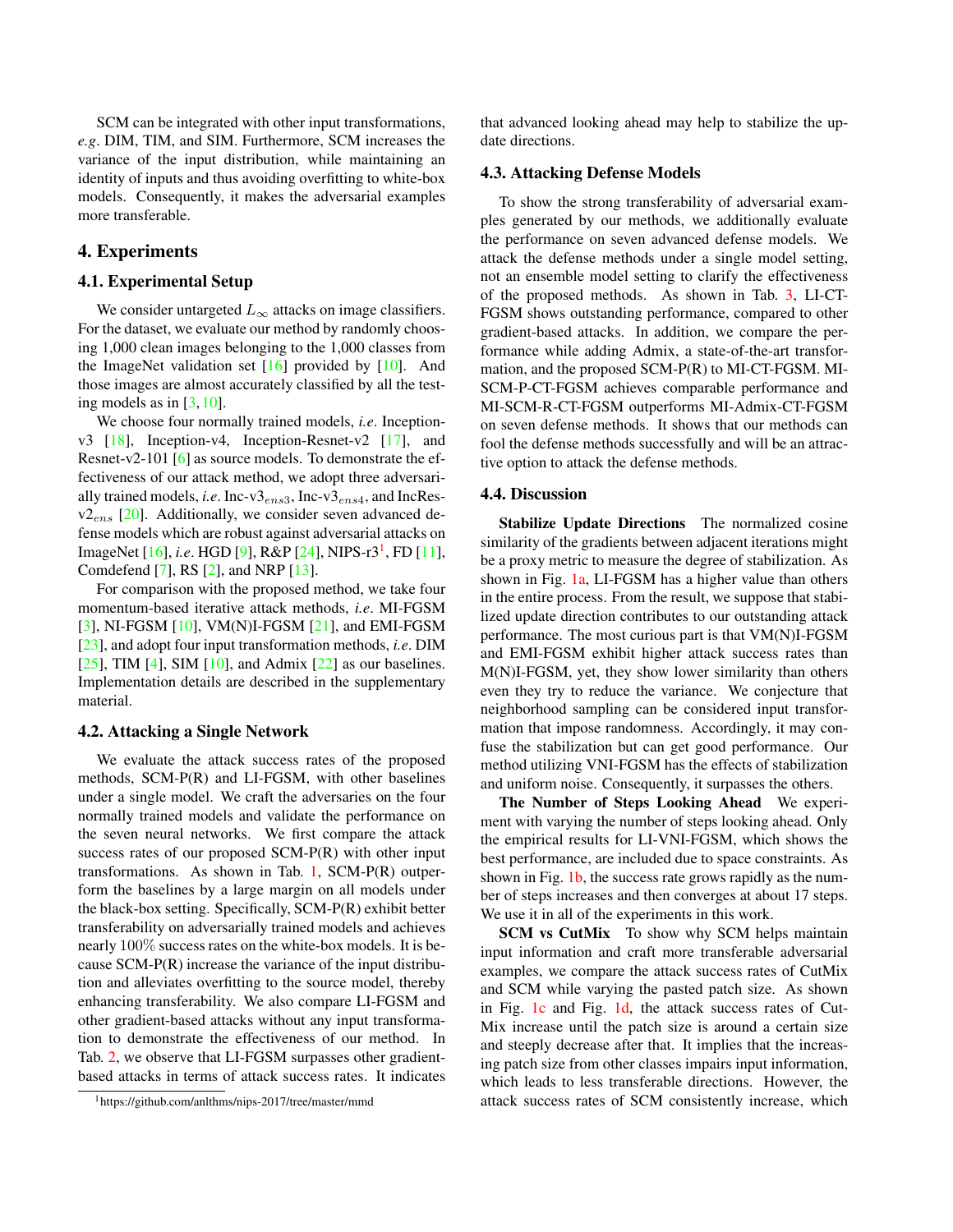SCM can be integrated with other input transformations, *e.g*. DIM, TIM, and SIM. Furthermore, SCM increases the variance of the input distribution, while maintaining an identity of inputs and thus avoiding overfitting to white-box models. Consequently, it makes the adversarial examples more transferable.

## 4. Experiments

### 4.1. Experimental Setup

We consider untargeted $L_\infty$ attacks on image classifiers. For the dataset, we evaluate our method by randomly choosing 1,000 clean images belonging to the 1,000 classes from the ImageNet validation set [16] provided by [10]. And those images are almost accurately classified by all the testing models as in [3, 10].

We choose four normally trained models, *i.e*. Inception-v3 [18], Inception-v4, Inception-Resnet-v2 [17], and Resnet-v2-101 [6] as source models. To demonstrate the effectiveness of our attack method, we adopt three adversarially trained models, *i.e*. Inc-v3$_{ens3}$, Inc-v3$_{ens4}$, and IncRes-v2$_{ens}$ [20]. Additionally, we consider seven advanced defense models which are robust against adversarial attacks on ImageNet [16], *i.e*. HGD [9], R&P [24], NIPS-r3[1], FD [11], Comdefend [7], RS [2], and NRP [13].

For comparison with the proposed method, we take four momentum-based iterative attack methods, *i.e*. MI-FGSM [3], NI-FGSM [10], VM(N)I-FGSM [21], and EMI-FGSM [23], and adopt four input transformation methods, *i.e*. DIM [25], TIM [4], SIM [10], and Admix [22] as our baselines. Implementation details are described in the supplementary material.

### 4.2. Attacking a Single Network

We evaluate the attack success rates of the proposed methods, SCM-P(R) and LI-FGSM, with other baselines under a single model. We craft the adversaries on the four normally trained models and validate the performance on the seven neural networks. We first compare the attack success rates of our proposed SCM-P(R) with other input transformations. As shown in Tab. 1, SCM-P(R) outperform the baselines by a large margin on all models under the black-box setting. Specifically, SCM-P(R) exhibit better transferability on adversarially trained models and achieves nearly 100% success rates on the white-box models. It is because SCM-P(R) increase the variance of the input distribution and alleviates overfitting to the source model, thereby enhancing transferability. We also compare LI-FGSM and other gradient-based attacks without any input transformation to demonstrate the effectiveness of our method. In Tab. 2, we observe that LI-FGSM surpasses other gradient-based attacks in terms of attack success rates. It indicates that advanced looking ahead may help to stabilize the update directions.

### 4.3. Attacking Defense Models

To show the strong transferability of adversarial examples generated by our methods, we additionally evaluate the performance on seven advanced defense models. We attack the defense methods under a single model setting, not an ensemble model setting to clarify the effectiveness of the proposed methods. As shown in Tab. 3, LI-CT-FGSM shows outstanding performance, compared to other gradient-based attacks. In addition, we compare the performance while adding Admix, a state-of-the-art transformation, and the proposed SCM-P(R) to MI-CT-FGSM. MI-SCM-P-CT-FGSM achieves comparable performance and MI-SCM-R-CT-FGSM outperforms MI-Admix-CT-FGSM on seven defense methods. It shows that our methods can fool the defense methods successfully and will be an attractive option to attack the defense methods.

### 4.4. Discussion

**Stabilize Update Directions** The normalized cosine similarity of the gradients between adjacent iterations might be a proxy metric to measure the degree of stabilization. As shown in Fig. 1a, LI-FGSM has a higher value than others in the entire process. From the result, we suppose that stabilized update direction contributes to our outstanding attack performance. The most curious part is that VM(N)I-FGSM and EMI-FGSM exhibit higher attack success rates than M(N)I-FGSM, yet, they show lower similarity than others even they try to reduce the variance. We conjecture that neighborhood sampling can be considered input transformation that impose randomness. Accordingly, it may confuse the stabilization but can get good performance. Our method utilizing VNI-FGSM has the effects of stabilization and uniform noise. Consequently, it surpasses the others.

**The Number of Steps Looking Ahead** We experiment with varying the number of steps looking ahead. Only the empirical results for LI-VNI-FGSM, which shows the best performance, are included due to space constraints. As shown in Fig. 1b, the success rate grows rapidly as the number of steps increases and then converges at about 17 steps. We use it in all of the experiments in this work.

**SCM vs CutMix** To show why SCM helps maintain input information and craft more transferable adversarial examples, we compare the attack success rates of CutMix and SCM while varying the pasted patch size. As shown in Fig. 1c and Fig. 1d, the attack success rates of CutMix increase until the patch size is around a certain size and steeply decrease after that. It implies that the increasing patch size from other classes impairs input information, which leads to less transferable directions. However, the attack success rates of SCM consistently increase, which

[1] https://github.com/anlthms/nips-2017/tree/master/mmd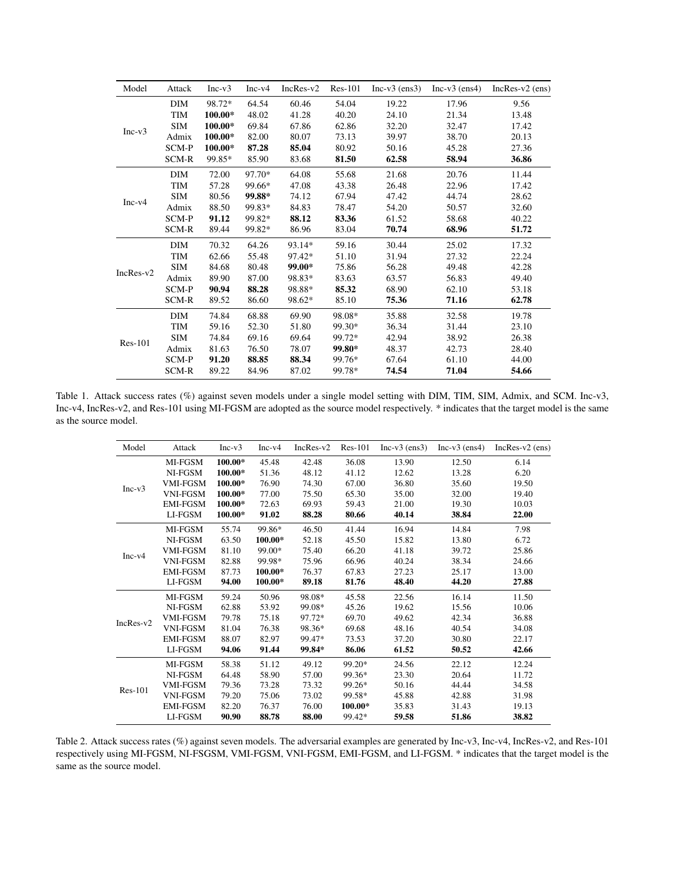| Model | Attack | Inc-v3 | Inc-v4 | IncRes-v2 | Res-101 | Inc-v3 (ens3) | Inc-v3 (ens4) | IncRes-v2 (ens) |
|---|---|---|---|---|---|---|---|---|
| Inc-v3 | DIM | 98.72* | 64.54 | 60.46 | 54.04 | 19.22 | 17.96 | 9.56 |
| | TIM | **100.00*** | 48.02 | 41.28 | 40.20 | 24.10 | 21.34 | 13.48 |
| | SIM | **100.00*** | 69.84 | 67.86 | 62.86 | 32.20 | 32.47 | 17.42 |
| | Admix | **100.00*** | 82.00 | 80.07 | 73.13 | 39.97 | 38.70 | 20.13 |
| | SCM-P | **100.00*** | **87.28** | **85.04** | 80.92 | 50.16 | 45.28 | 27.36 |
| | SCM-R | 99.85* | 85.90 | 83.68 | **81.50** | **62.58** | **58.94** | **36.86** |
| Inc-v4 | DIM | 72.00 | 97.70* | 64.08 | 55.68 | 21.68 | 20.76 | 11.44 |
| | TIM | 57.28 | 99.66* | 47.08 | 43.38 | 26.48 | 22.96 | 17.42 |
| | SIM | 80.56 | **99.88*** | 74.12 | 67.94 | 47.42 | 44.74 | 28.62 |
| | Admix | 88.50 | 99.83* | 84.83 | 78.47 | 54.20 | 50.57 | 32.60 |
| | SCM-P | **91.12** | 99.82* | **88.12** | **83.36** | 61.52 | 58.68 | 40.22 |
| | SCM-R | 89.44 | 99.82* | 86.96 | 83.04 | **70.74** | **68.96** | **51.72** |
| IncRes-v2 | DIM | 70.32 | 64.26 | 93.14* | 59.16 | 30.44 | 25.02 | 17.32 |
| | TIM | 62.66 | 55.48 | 97.42* | 51.10 | 31.94 | 27.32 | 22.24 |
| | SIM | 84.68 | 80.48 | **99.00*** | 75.86 | 56.28 | 49.48 | 42.28 |
| | Admix | 89.90 | 87.00 | 98.83* | 83.63 | 63.57 | 56.83 | 49.40 |
| | SCM-P | **90.94** | **88.28** | 98.88* | **85.32** | 68.90 | 62.10 | 53.18 |
| | SCM-R | 89.52 | 86.60 | 98.62* | 85.10 | **75.36** | **71.16** | **62.78** |
| Res-101 | DIM | 74.84 | 68.88 | 69.90 | 98.08* | 35.88 | 32.58 | 19.78 |
| | TIM | 59.16 | 52.30 | 51.80 | 99.30* | 36.34 | 31.44 | 23.10 |
| | SIM | 74.84 | 69.16 | 69.64 | 99.72* | 42.94 | 38.92 | 26.38 |
| | Admix | 81.63 | 76.50 | 78.07 | **99.80*** | 48.37 | 42.73 | 28.40 |
| | SCM-P | **91.20** | **88.85** | **88.34** | 99.76* | 67.64 | 61.10 | 44.00 |
| | SCM-R | 89.22 | 84.96 | 87.02 | 99.78* | **74.54** | **71.04** | **54.66** |

Table 1. Attack success rates (%) against seven models under a single model setting with DIM, TIM, SIM, Admix, and SCM. Inc-v3, Inc-v4, IncRes-v2, and Res-101 using MI-FGSM are adopted as the source model respectively. * indicates that the target model is the same as the source model.

| Model | Attack | Inc-v3 | Inc-v4 | IncRes-v2 | Res-101 | Inc-v3 (ens3) | Inc-v3 (ens4) | IncRes-v2 (ens) |
|---|---|---|---|---|---|---|---|---|
| Inc-v3 | MI-FGSM | **100.00*** | 45.48 | 42.48 | 36.08 | 13.90 | 12.50 | 6.14 |
| | NI-FGSM | **100.00*** | 51.36 | 48.12 | 41.12 | 12.62 | 13.28 | 6.20 |
| | VMI-FGSM | **100.00*** | 76.90 | 74.30 | 67.00 | 36.80 | 35.60 | 19.50 |
| | VNI-FGSM | **100.00*** | 77.00 | 75.50 | 65.30 | 35.00 | 32.00 | 19.40 |
| | EMI-FGSM | **100.00*** | 72.63 | 69.93 | 59.43 | 21.00 | 19.30 | 10.03 |
| | LI-FGSM | **100.00*** | **91.02** | **88.28** | **80.66** | **40.14** | **38.84** | **22.00** |
| Inc-v4 | MI-FGSM | 55.74 | 99.86* | 46.50 | 41.44 | 16.94 | 14.84 | 7.98 |
| | NI-FGSM | 63.50 | **100.00*** | 52.18 | 45.50 | 15.82 | 13.80 | 6.72 |
| | VMI-FGSM | 81.10 | 99.00* | 75.40 | 66.20 | 41.18 | 39.72 | 25.86 |
| | VNI-FGSM | 82.88 | 99.98* | 75.96 | 66.96 | 40.24 | 38.34 | 24.66 |
| | EMI-FGSM | 87.73 | **100.00*** | 76.37 | 67.83 | 27.23 | 25.17 | 13.00 |
| | LI-FGSM | **94.00** | **100.00*** | **89.18** | **81.76** | **48.40** | **44.20** | **27.88** |
| IncRes-v2 | MI-FGSM | 59.24 | 50.96 | 98.08* | 45.58 | 22.56 | 16.14 | 11.50 |
| | NI-FGSM | 62.88 | 53.92 | 99.08* | 45.26 | 19.62 | 15.56 | 10.06 |
| | VMI-FGSM | 79.78 | 75.18 | 97.72* | 69.70 | 49.62 | 42.34 | 36.88 |
| | VNI-FGSM | 81.04 | 76.38 | 98.36* | 69.68 | 48.16 | 40.54 | 34.08 |
| | EMI-FGSM | 88.07 | 82.97 | 99.47* | 73.53 | 37.20 | 30.80 | 22.17 |
| | LI-FGSM | **94.06** | **91.44** | **99.84*** | **86.06** | **61.52** | **50.52** | **42.66** |
| Res-101 | MI-FGSM | 58.38 | 51.12 | 49.12 | 99.20* | 24.56 | 22.12 | 12.24 |
| | NI-FGSM | 64.48 | 58.90 | 57.00 | 99.36* | 23.30 | 20.64 | 11.72 |
| | VMI-FGSM | 79.36 | 73.28 | 73.32 | 99.26* | 50.16 | 44.44 | 34.58 |
| | VNI-FGSM | 79.20 | 75.06 | 73.02 | 99.58* | 45.88 | 42.88 | 31.98 |
| | EMI-FGSM | 82.20 | 76.37 | 76.00 | **100.00*** | 35.83 | 31.43 | 19.13 |
| | LI-FGSM | **90.90** | **88.78** | **88.00** | 99.42* | **59.58** | **51.86** | **38.82** |

Table 2. Attack success rates (%) against seven models. The adversarial examples are generated by Inc-v3, Inc-v4, IncRes-v2, and Res-101 respectively using MI-FGSM, NI-FSGSM, VMI-FGSM, VNI-FGSM, EMI-FGSM, and LI-FGSM. * indicates that the target model is the same as the source model.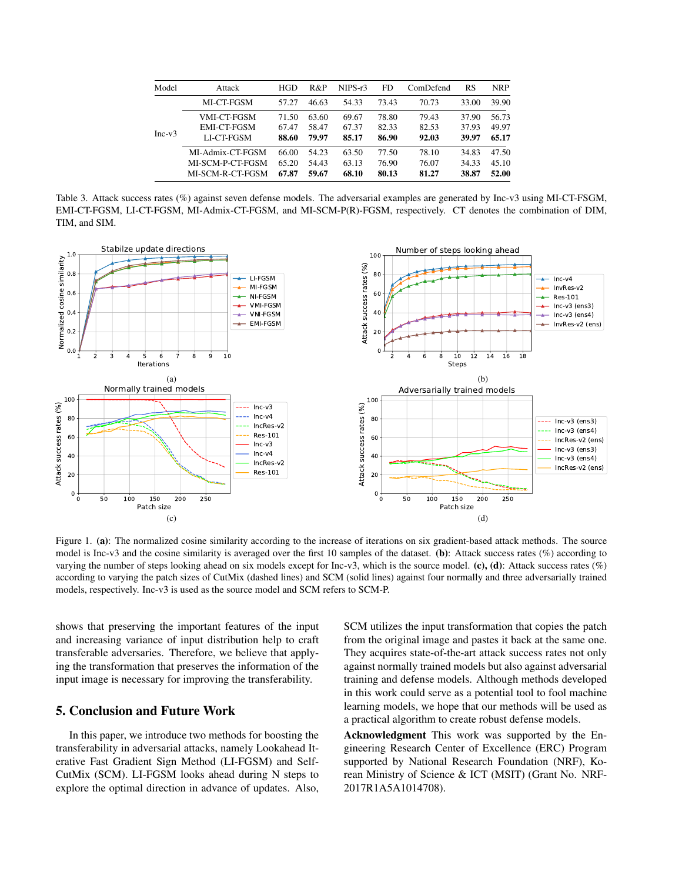| Model | Attack | HGD | R&P | NIPS-r3 | FD | ComDefend | RS | NRP |
|---|---|---|---|---|---|---|---|---|
| Inc-v3 | MI-CT-FGSM | 57.27 | 46.63 | 54.33 | 73.43 | 70.73 | 33.00 | 39.90 |
| | VMI-CT-FGSM | 71.50 | 63.60 | 69.67 | 78.80 | 79.43 | 37.90 | 56.73 |
| | EMI-CT-FGSM | 67.47 | 58.47 | 67.37 | 82.33 | 82.53 | 37.93 | 49.97 |
| | LI-CT-FGSM | **88.60** | **79.97** | **85.17** | **86.90** | **92.03** | **39.97** | **65.17** |
| | MI-Admix-CT-FGSM | 66.00 | 54.23 | 63.50 | 77.50 | 78.10 | 34.83 | 47.50 |
| | MI-SCM-P-CT-FGSM | 65.20 | 54.43 | 63.13 | 76.90 | 76.07 | 34.33 | 45.10 |
| | MI-SCM-R-CT-FGSM | **67.87** | **59.67** | **68.10** | **80.13** | **81.27** | **38.87** | **52.00** |

Table 3. Attack success rates (%) against seven defense models. The adversarial examples are generated by Inc-v3 using MI-CT-FSGM, EMI-CT-FGSM, LI-CT-FGSM, MI-Admix-CT-FGSM, and MI-SCM-P(R)-FGSM, respectively. CT denotes the combination of DIM, TIM, and SIM.

Figure 1. **(a)**: The normalized cosine similarity according to the increase of iterations on six gradient-based attack methods. The source model is Inc-v3 and the cosine similarity is averaged over the first 10 samples of the dataset. **(b)**: Attack success rates (%) according to varying the number of steps looking ahead on six models except for Inc-v3, which is the source model. **(c), (d)**: Attack success rates (%) according to varying the patch sizes of CutMix (dashed lines) and SCM (solid lines) against four normally and three adversarially trained models, respectively. Inc-v3 is used as the source model and SCM refers to SCM-P.

shows that preserving the important features of the input and increasing variance of input distribution help to craft transferable adversaries. Therefore, we believe that applying the transformation that preserves the information of the input image is necessary for improving the transferability.

## 5. Conclusion and Future Work

In this paper, we introduce two methods for boosting the transferability in adversarial attacks, namely Lookahead Iterative Fast Gradient Sign Method (LI-FGSM) and Self-CutMix (SCM). LI-FGSM looks ahead during N steps to explore the optimal direction in advance of updates. Also, SCM utilizes the input transformation that copies the patch from the original image and pastes it back at the same one. They acquires state-of-the-art attack success rates not only against normally trained models but also against adversarial training and defense models. Although methods developed in this work could serve as a potential tool to fool machine learning models, we hope that our methods will be used as a practical algorithm to create robust defense models.

**Acknowledgment** This work was supported by the Engineering Research Center of Excellence (ERC) Program supported by National Research Foundation (NRF), Korean Ministry of Science & ICT (MSIT) (Grant No. NRF-2017R1A5A1014708).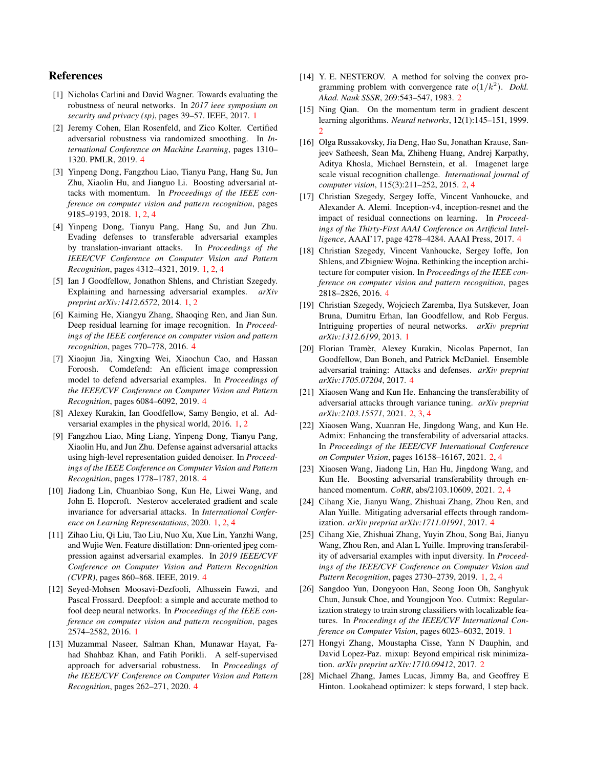## References

[1] Nicholas Carlini and David Wagner. Towards evaluating the robustness of neural networks. In *2017 ieee symposium on security and privacy (sp)*, pages 39–57. IEEE, 2017. 1

[2] Jeremy Cohen, Elan Rosenfeld, and Zico Kolter. Certified adversarial robustness via randomized smoothing. In *International Conference on Machine Learning*, pages 1310–1320. PMLR, 2019. 4

[3] Yinpeng Dong, Fangzhou Liao, Tianyu Pang, Hang Su, Jun Zhu, Xiaolin Hu, and Jianguo Li. Boosting adversarial attacks with momentum. In *Proceedings of the IEEE conference on computer vision and pattern recognition*, pages 9185–9193, 2018. 1, 2, 4

[4] Yinpeng Dong, Tianyu Pang, Hang Su, and Jun Zhu. Evading defenses to transferable adversarial examples by translation-invariant attacks. In *Proceedings of the IEEE/CVF Conference on Computer Vision and Pattern Recognition*, pages 4312–4321, 2019. 1, 2, 4

[5] Ian J Goodfellow, Jonathon Shlens, and Christian Szegedy. Explaining and harnessing adversarial examples. *arXiv preprint arXiv:1412.6572*, 2014. 1, 2

[6] Kaiming He, Xiangyu Zhang, Shaoqing Ren, and Jian Sun. Deep residual learning for image recognition. In *Proceedings of the IEEE conference on computer vision and pattern recognition*, pages 770–778, 2016. 4

[7] Xiaojun Jia, Xingxing Wei, Xiaochun Cao, and Hassan Foroosh. Comdefend: An efficient image compression model to defend adversarial examples. In *Proceedings of the IEEE/CVF Conference on Computer Vision and Pattern Recognition*, pages 6084–6092, 2019. 4

[8] Alexey Kurakin, Ian Goodfellow, Samy Bengio, et al. Adversarial examples in the physical world, 2016. 1, 2

[9] Fangzhou Liao, Ming Liang, Yinpeng Dong, Tianyu Pang, Xiaolin Hu, and Jun Zhu. Defense against adversarial attacks using high-level representation guided denoiser. In *Proceedings of the IEEE Conference on Computer Vision and Pattern Recognition*, pages 1778–1787, 2018. 4

[10] Jiadong Lin, Chuanbiao Song, Kun He, Liwei Wang, and John E. Hopcroft. Nesterov accelerated gradient and scale invariance for adversarial attacks. In *International Conference on Learning Representations*, 2020. 1, 2, 4

[11] Zihao Liu, Qi Liu, Tao Liu, Nuo Xu, Xue Lin, Yanzhi Wang, and Wujie Wen. Feature distillation: Dnn-oriented jpeg compression against adversarial examples. In *2019 IEEE/CVF Conference on Computer Vision and Pattern Recognition (CVPR)*, pages 860–868. IEEE, 2019. 4

[12] Seyed-Mohsen Moosavi-Dezfooli, Alhussein Fawzi, and Pascal Frossard. Deepfool: a simple and accurate method to fool deep neural networks. In *Proceedings of the IEEE conference on computer vision and pattern recognition*, pages 2574–2582, 2016. 1

[13] Muzammal Naseer, Salman Khan, Munawar Hayat, Fahad Shahbaz Khan, and Fatih Porikli. A self-supervised approach for adversarial robustness. In *Proceedings of the IEEE/CVF Conference on Computer Vision and Pattern Recognition*, pages 262–271, 2020. 4

[14] Y. E. NESTEROV. A method for solving the convex programming problem with convergence rate $o(1/k^2)$. *Dokl. Akad. Nauk SSSR*, 269:543–547, 1983. 2

[15] Ning Qian. On the momentum term in gradient descent learning algorithms. *Neural networks*, 12(1):145–151, 1999. 2

[16] Olga Russakovsky, Jia Deng, Hao Su, Jonathan Krause, Sanjeev Satheesh, Sean Ma, Zhiheng Huang, Andrej Karpathy, Aditya Khosla, Michael Bernstein, et al. Imagenet large scale visual recognition challenge. *International journal of computer vision*, 115(3):211–252, 2015. 2, 4

[17] Christian Szegedy, Sergey Ioffe, Vincent Vanhoucke, and Alexander A. Alemi. Inception-v4, inception-resnet and the impact of residual connections on learning. In *Proceedings of the Thirty-First AAAI Conference on Artificial Intelligence*, AAAI'17, page 4278–4284. AAAI Press, 2017. 4

[18] Christian Szegedy, Vincent Vanhoucke, Sergey Ioffe, Jon Shlens, and Zbigniew Wojna. Rethinking the inception architecture for computer vision. In *Proceedings of the IEEE conference on computer vision and pattern recognition*, pages 2818–2826, 2016. 4

[19] Christian Szegedy, Wojciech Zaremba, Ilya Sutskever, Joan Bruna, Dumitru Erhan, Ian Goodfellow, and Rob Fergus. Intriguing properties of neural networks. *arXiv preprint arXiv:1312.6199*, 2013. 1

[20] Florian Tramèr, Alexey Kurakin, Nicolas Papernot, Ian Goodfellow, Dan Boneh, and Patrick McDaniel. Ensemble adversarial training: Attacks and defenses. *arXiv preprint arXiv:1705.07204*, 2017. 4

[21] Xiaosen Wang and Kun He. Enhancing the transferability of adversarial attacks through variance tuning. *arXiv preprint arXiv:2103.15571*, 2021. 2, 3, 4

[22] Xiaosen Wang, Xuanran He, Jingdong Wang, and Kun He. Admix: Enhancing the transferability of adversarial attacks. In *Proceedings of the IEEE/CVF International Conference on Computer Vision*, pages 16158–16167, 2021. 2, 4

[23] Xiaosen Wang, Jiadong Lin, Han Hu, Jingdong Wang, and Kun He. Boosting adversarial transferability through enhanced momentum. *CoRR*, abs/2103.10609, 2021. 2, 4

[24] Cihang Xie, Jianyu Wang, Zhishuai Zhang, Zhou Ren, and Alan Yuille. Mitigating adversarial effects through randomization. *arXiv preprint arXiv:1711.01991*, 2017. 4

[25] Cihang Xie, Zhishuai Zhang, Yuyin Zhou, Song Bai, Jianyu Wang, Zhou Ren, and Alan L Yuille. Improving transferability of adversarial examples with input diversity. In *Proceedings of the IEEE/CVF Conference on Computer Vision and Pattern Recognition*, pages 2730–2739, 2019. 1, 2, 4

[26] Sangdoo Yun, Dongyoon Han, Seong Joon Oh, Sanghyuk Chun, Junsuk Choe, and Youngjoon Yoo. Cutmix: Regularization strategy to train strong classifiers with localizable features. In *Proceedings of the IEEE/CVF International Conference on Computer Vision*, pages 6023–6032, 2019. 1

[27] Hongyi Zhang, Moustapha Cisse, Yann N Dauphin, and David Lopez-Paz. mixup: Beyond empirical risk minimization. *arXiv preprint arXiv:1710.09412*, 2017. 2

[28] Michael Zhang, James Lucas, Jimmy Ba, and Geoffrey E Hinton. Lookahead optimizer: k steps forward, 1 step back.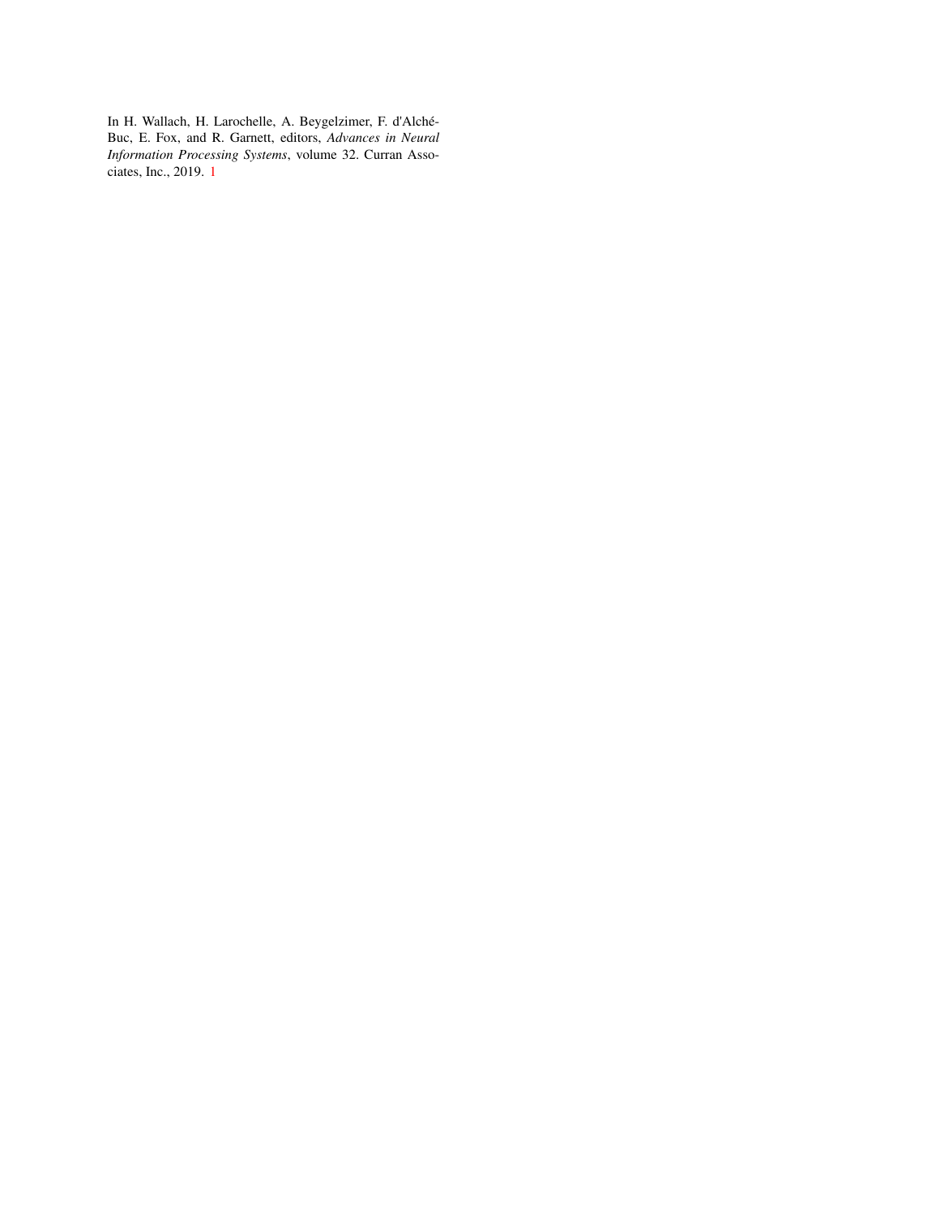In H. Wallach, H. Larochelle, A. Beygelzimer, F. d'Alché-Buc, E. Fox, and R. Garnett, editors, *Advances in Neural Information Processing Systems*, volume 32. Curran Associates, Inc., 2019. 1